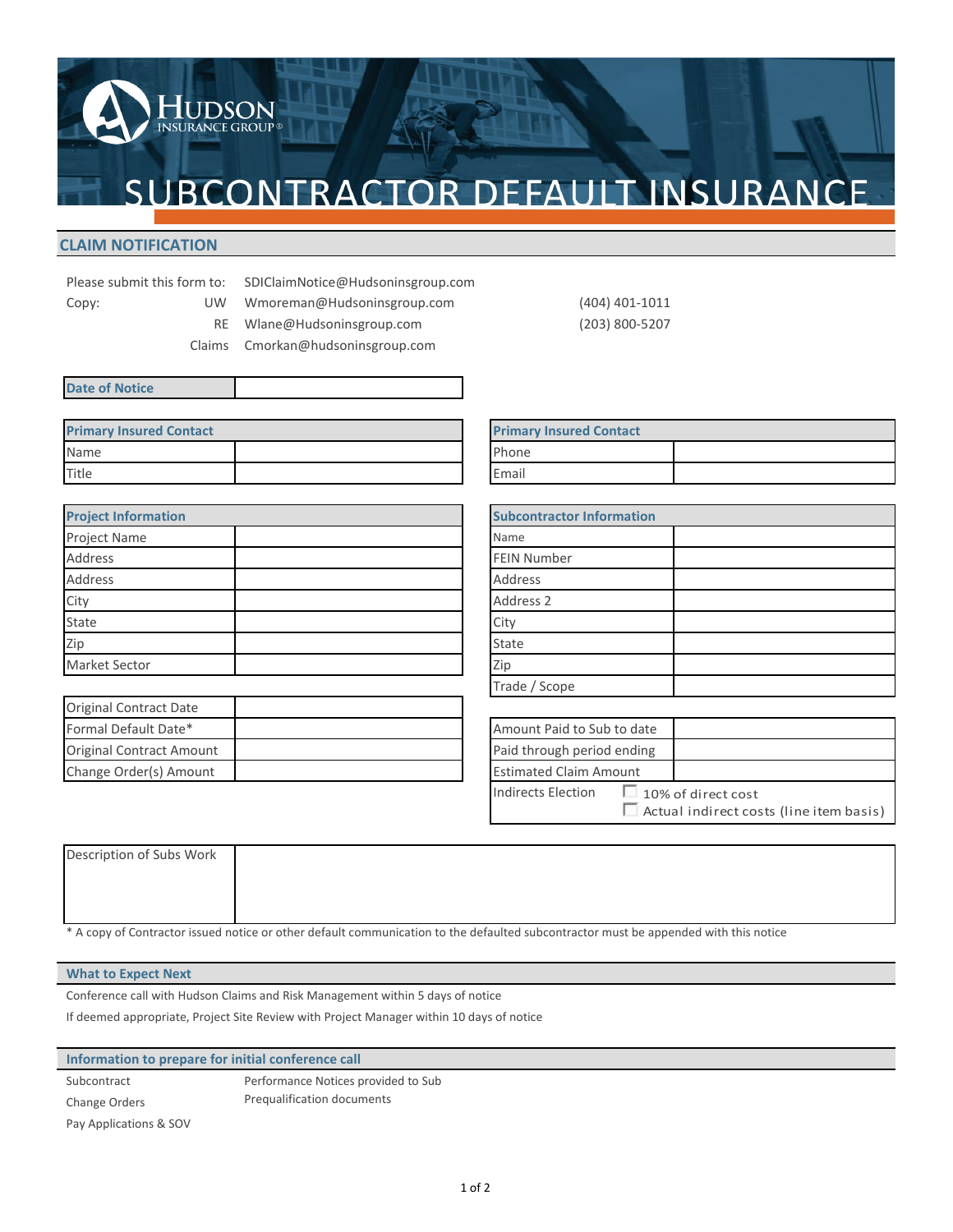# HUDSON INSURANCE GROUP®

# SUBCONTRACTOR DEFAULT INSURANCE

## CLAIM NOTIFICATION

| | | | |
|---|---|---|---|
| Please submit this form to: | | SDIClaimNotice@Hudsoninsgroup.com | |
| Copy: | UW | Wmoreman@Hudsoninsgroup.com | (404) 401-1011 |
| | RE | Wlane@Hudsoninsgroup.com | (203) 800-5207 |
| | Claims | Cmorkan@hudsoninsgroup.com | |

| Date of Notice | |
|---|---|

| Primary Insured Contact | |
|---|---|
| Name | |
| Title | |

| Primary Insured Contact | |
|---|---|
| Phone | |
| Email | |

| Project Information | |
|---|---|
| Project Name | |
| Address | |
| Address | |
| City | |
| State | |
| Zip | |
| Market Sector | |

| Subcontractor Information | |
|---|---|
| Name | |
| FEIN Number | |
| Address | |
| Address 2 | |
| City | |
| State | |
| Zip | |
| Trade / Scope | |

| | |
|---|---|
| Original Contract Date | |
| Formal Default Date* | |
| Original Contract Amount | |
| Change Order(s) Amount | |

| | |
|---|---|
| Amount Paid to Sub to date | |
| Paid through period ending | |
| Estimated Claim Amount | |
| Indirects Election | ☐ 10% of direct cost<br>☐ Actual indirect costs (line item basis) |

| Description of Subs Work | |
|---|---|

\* A copy of Contractor issued notice or other default communication to the defaulted subcontractor must be appended with this notice

### What to Expect Next

Conference call with Hudson Claims and Risk Management within 5 days of notice

If deemed appropriate, Project Site Review with Project Manager within 10 days of notice

### Information to prepare for initial conference call

- Subcontract
- Change Orders
- Pay Applications & SOV
- Performance Notices provided to Sub
- Prequalification documents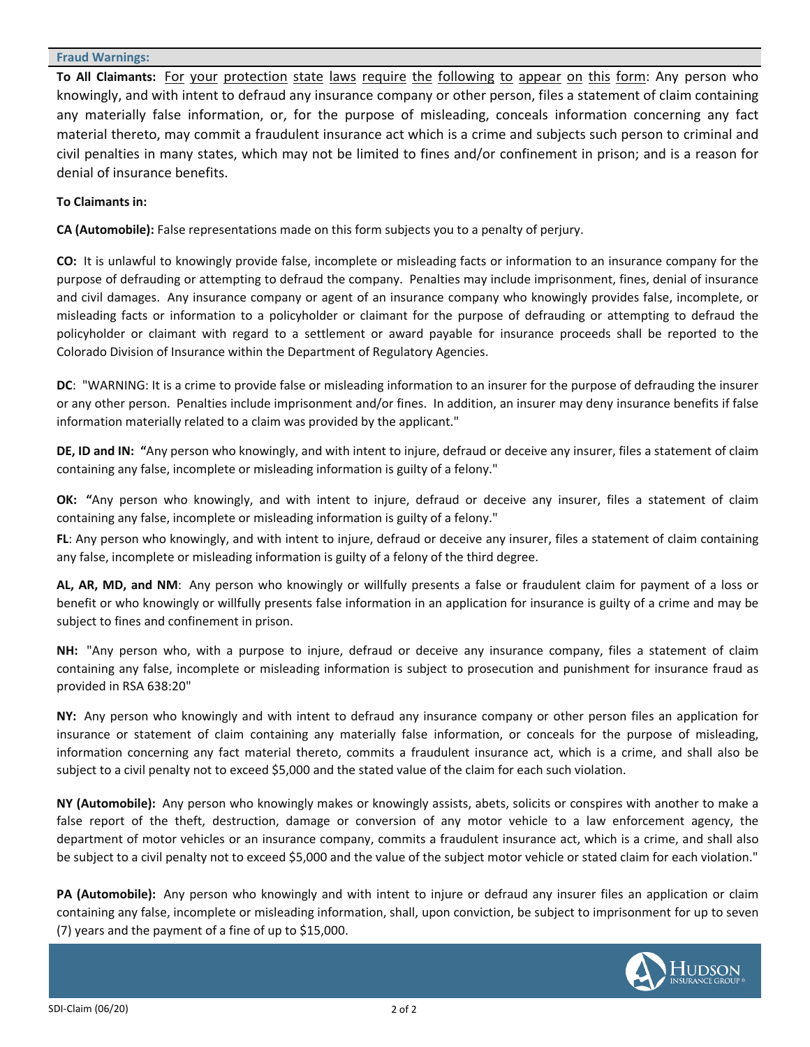## Fraud Warnings:

**To All Claimants:** For your protection state laws require the following to appear on this form: Any person who knowingly, and with intent to defraud any insurance company or other person, files a statement of claim containing any materially false information, or, for the purpose of misleading, conceals information concerning any fact material thereto, may commit a fraudulent insurance act which is a crime and subjects such person to criminal and civil penalties in many states, which may not be limited to fines and/or confinement in prison; and is a reason for denial of insurance benefits.

**To Claimants in:**

**CA (Automobile):** False representations made on this form subjects you to a penalty of perjury.

**CO:** It is unlawful to knowingly provide false, incomplete or misleading facts or information to an insurance company for the purpose of defrauding or attempting to defraud the company. Penalties may include imprisonment, fines, denial of insurance and civil damages. Any insurance company or agent of an insurance company who knowingly provides false, incomplete, or misleading facts or information to a policyholder or claimant for the purpose of defrauding or attempting to defraud the policyholder or claimant with regard to a settlement or award payable for insurance proceeds shall be reported to the Colorado Division of Insurance within the Department of Regulatory Agencies.

**DC**: "WARNING: It is a crime to provide false or misleading information to an insurer for the purpose of defrauding the insurer or any other person. Penalties include imprisonment and/or fines. In addition, an insurer may deny insurance benefits if false information materially related to a claim was provided by the applicant."

**DE, ID and IN:** "Any person who knowingly, and with intent to injure, defraud or deceive any insurer, files a statement of claim containing any false, incomplete or misleading information is guilty of a felony."

**OK:** "Any person who knowingly, and with intent to injure, defraud or deceive any insurer, files a statement of claim containing any false, incomplete or misleading information is guilty of a felony."

**FL**: Any person who knowingly, and with intent to injure, defraud or deceive any insurer, files a statement of claim containing any false, incomplete or misleading information is guilty of a felony of the third degree.

**AL, AR, MD, and NM**: Any person who knowingly or willfully presents a false or fraudulent claim for payment of a loss or benefit or who knowingly or willfully presents false information in an application for insurance is guilty of a crime and may be subject to fines and confinement in prison.

**NH:** "Any person who, with a purpose to injure, defraud or deceive any insurance company, files a statement of claim containing any false, incomplete or misleading information is subject to prosecution and punishment for insurance fraud as provided in RSA 638:20"

**NY:** Any person who knowingly and with intent to defraud any insurance company or other person files an application for insurance or statement of claim containing any materially false information, or conceals for the purpose of misleading, information concerning any fact material thereto, commits a fraudulent insurance act, which is a crime, and shall also be subject to a civil penalty not to exceed $5,000 and the stated value of the claim for each such violation.

**NY (Automobile):** Any person who knowingly makes or knowingly assists, abets, solicits or conspires with another to make a false report of the theft, destruction, damage or conversion of any motor vehicle to a law enforcement agency, the department of motor vehicles or an insurance company, commits a fraudulent insurance act, which is a crime, and shall also be subject to a civil penalty not to exceed $5,000 and the value of the subject motor vehicle or stated claim for each violation."

**PA (Automobile):** Any person who knowingly and with intent to injure or defraud any insurer files an application or claim containing any false, incomplete or misleading information, shall, upon conviction, be subject to imprisonment for up to seven (7) years and the payment of a fine of up to $15,000.

HUDSON INSURANCE GROUP®

SDI-Claim (06/20)